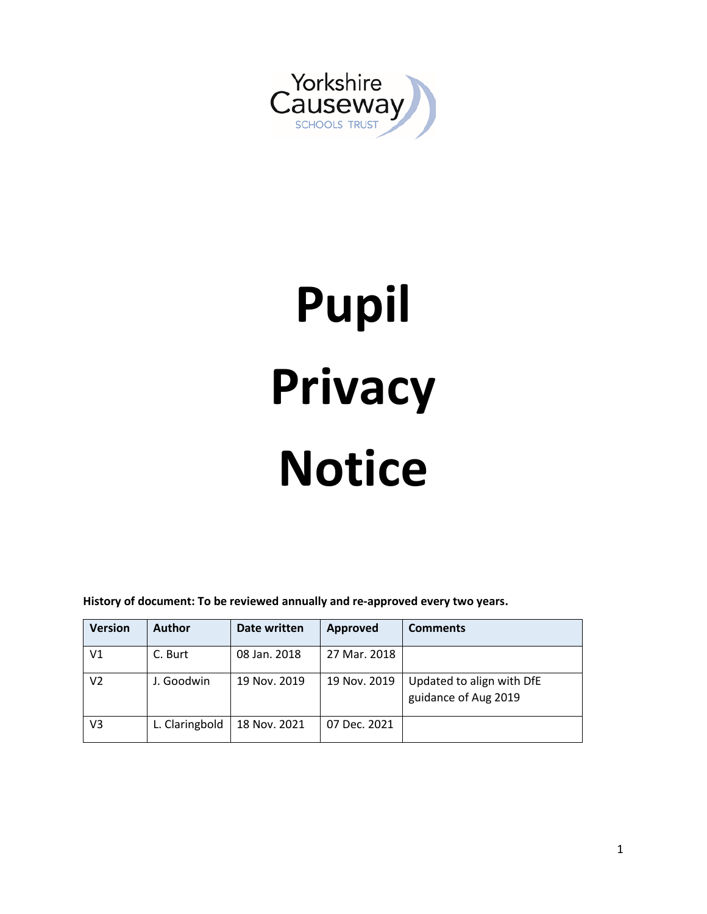Yorkshire Causeway
SCHOOLS TRUST

# Pupil Privacy Notice

**History of document: To be reviewed annually and re-approved every two years.**

| Version | Author | Date written | Approved | Comments |
|---|---|---|---|---|
| V1 | C. Burt | 08 Jan. 2018 | 27 Mar. 2018 | |
| V2 | J. Goodwin | 19 Nov. 2019 | 19 Nov. 2019 | Updated to align with DfE guidance of Aug 2019 |
| V3 | L. Claringbold | 18 Nov. 2021 | 07 Dec. 2021 | |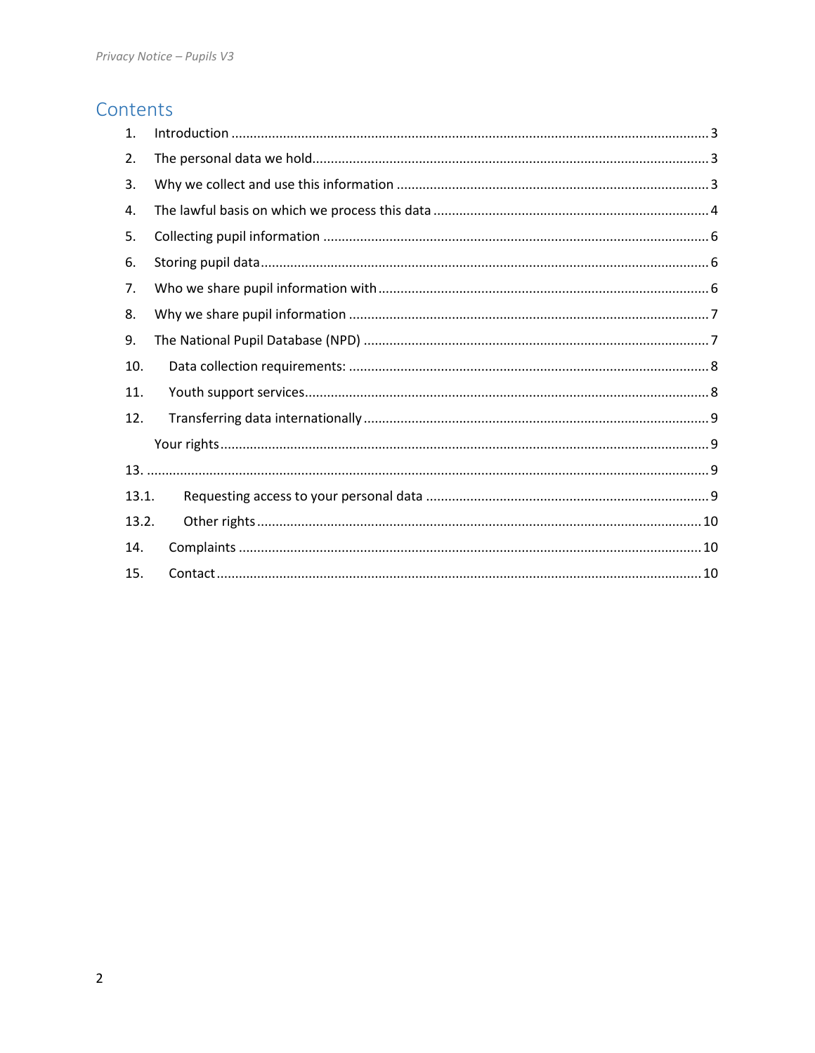## Contents

1. Introduction ........................................................................................................................ 3
2. The personal data we hold.................................................................................................. 3
3. Why we collect and use this information ............................................................................ 3
4. The lawful basis on which we process this data .................................................................. 4
5. Collecting pupil information ............................................................................................... 6
6. Storing pupil data................................................................................................................. 6
7. Who we share pupil information with................................................................................. 6
8. Why we share pupil information ......................................................................................... 7
9. The National Pupil Database (NPD) ..................................................................................... 7
10. Data collection requirements: ......................................................................................... 8
11. Youth support services..................................................................................................... 8
12. Transferring data internationally ..................................................................................... 9

Your rights............................................................................................................................ 9

13. ............................................................................................................................................ 9

13.1. Requesting access to your personal data ..................................................................... 9

13.2. Other rights ................................................................................................................ 10

14. Complaints ..................................................................................................................... 10
15. Contact .......................................................................................................................... 10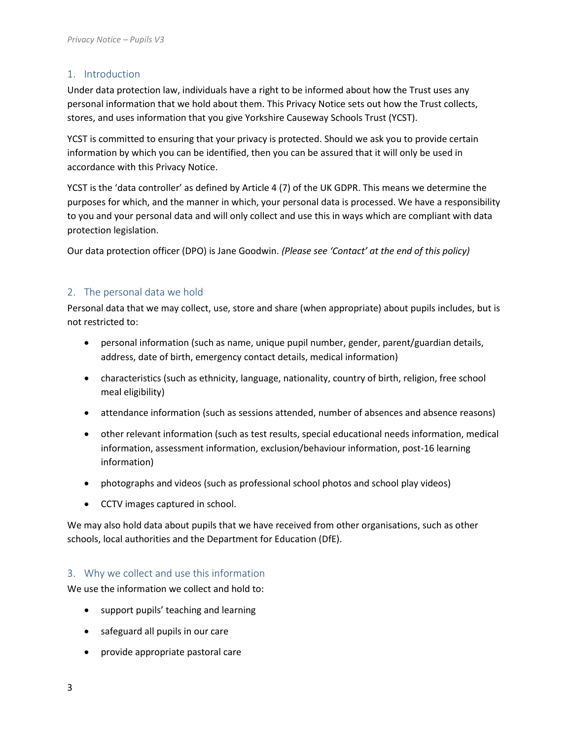## 1. Introduction

Under data protection law, individuals have a right to be informed about how the Trust uses any personal information that we hold about them. This Privacy Notice sets out how the Trust collects, stores, and uses information that you give Yorkshire Causeway Schools Trust (YCST).

YCST is committed to ensuring that your privacy is protected. Should we ask you to provide certain information by which you can be identified, then you can be assured that it will only be used in accordance with this Privacy Notice.

YCST is the 'data controller' as defined by Article 4 (7) of the UK GDPR. This means we determine the purposes for which, and the manner in which, your personal data is processed. We have a responsibility to you and your personal data and will only collect and use this in ways which are compliant with data protection legislation.

Our data protection officer (DPO) is Jane Goodwin. *(Please see 'Contact' at the end of this policy)*

## 2. The personal data we hold

Personal data that we may collect, use, store and share (when appropriate) about pupils includes, but is not restricted to:

- personal information (such as name, unique pupil number, gender, parent/guardian details, address, date of birth, emergency contact details, medical information)
- characteristics (such as ethnicity, language, nationality, country of birth, religion, free school meal eligibility)
- attendance information (such as sessions attended, number of absences and absence reasons)
- other relevant information (such as test results, special educational needs information, medical information, assessment information, exclusion/behaviour information, post-16 learning information)
- photographs and videos (such as professional school photos and school play videos)
- CCTV images captured in school.

We may also hold data about pupils that we have received from other organisations, such as other schools, local authorities and the Department for Education (DfE).

## 3. Why we collect and use this information

We use the information we collect and hold to:

- support pupils' teaching and learning
- safeguard all pupils in our care
- provide appropriate pastoral care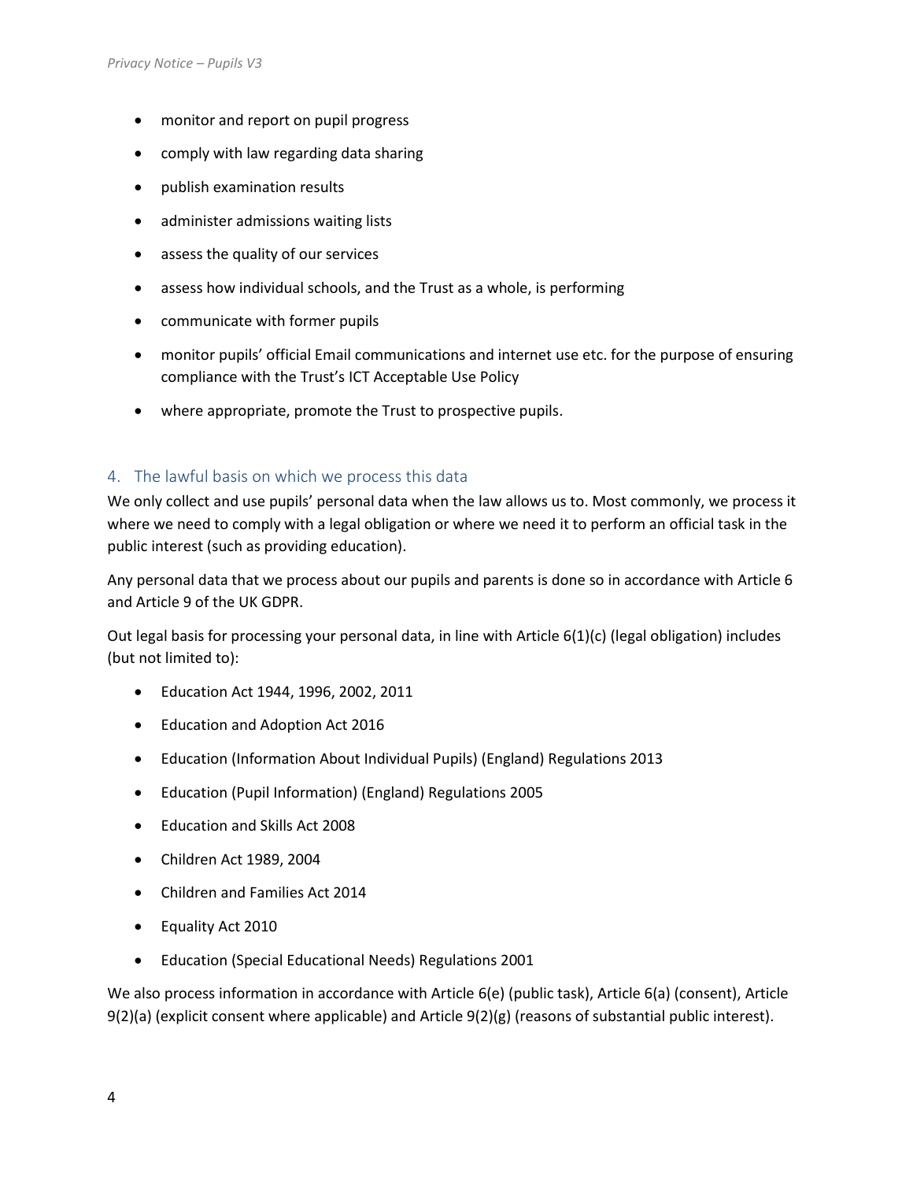- monitor and report on pupil progress
- comply with law regarding data sharing
- publish examination results
- administer admissions waiting lists
- assess the quality of our services
- assess how individual schools, and the Trust as a whole, is performing
- communicate with former pupils
- monitor pupils' official Email communications and internet use etc. for the purpose of ensuring compliance with the Trust's ICT Acceptable Use Policy
- where appropriate, promote the Trust to prospective pupils.

## 4. The lawful basis on which we process this data

We only collect and use pupils' personal data when the law allows us to. Most commonly, we process it where we need to comply with a legal obligation or where we need it to perform an official task in the public interest (such as providing education).

Any personal data that we process about our pupils and parents is done so in accordance with Article 6 and Article 9 of the UK GDPR.

Out legal basis for processing your personal data, in line with Article 6(1)(c) (legal obligation) includes (but not limited to):

- Education Act 1944, 1996, 2002, 2011
- Education and Adoption Act 2016
- Education (Information About Individual Pupils) (England) Regulations 2013
- Education (Pupil Information) (England) Regulations 2005
- Education and Skills Act 2008
- Children Act 1989, 2004
- Children and Families Act 2014
- Equality Act 2010
- Education (Special Educational Needs) Regulations 2001

We also process information in accordance with Article 6(e) (public task), Article 6(a) (consent), Article 9(2)(a) (explicit consent where applicable) and Article 9(2)(g) (reasons of substantial public interest).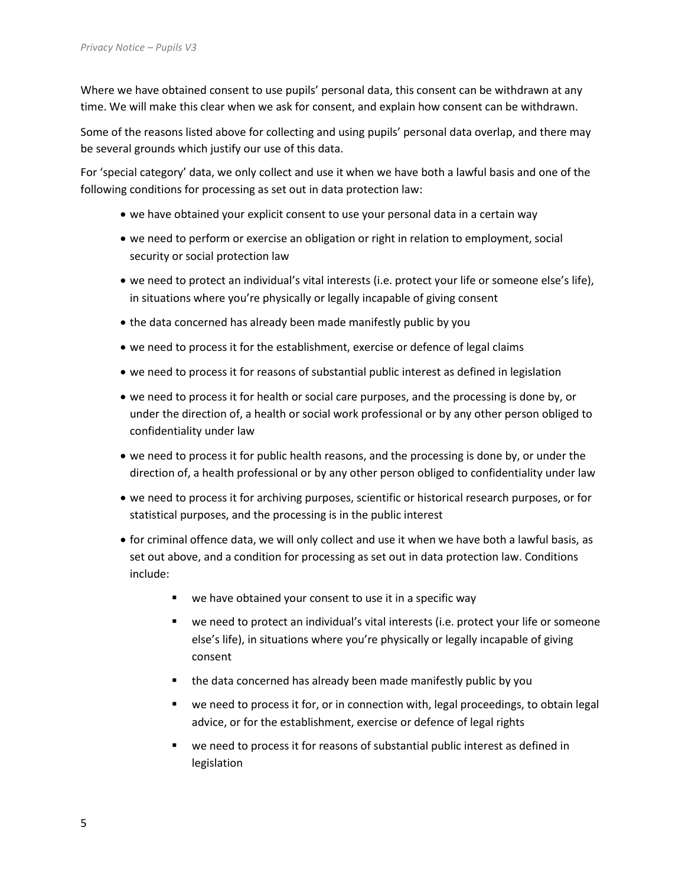Where we have obtained consent to use pupils' personal data, this consent can be withdrawn at any time. We will make this clear when we ask for consent, and explain how consent can be withdrawn.

Some of the reasons listed above for collecting and using pupils' personal data overlap, and there may be several grounds which justify our use of this data.

For 'special category' data, we only collect and use it when we have both a lawful basis and one of the following conditions for processing as set out in data protection law:

- we have obtained your explicit consent to use your personal data in a certain way
- we need to perform or exercise an obligation or right in relation to employment, social security or social protection law
- we need to protect an individual's vital interests (i.e. protect your life or someone else's life), in situations where you're physically or legally incapable of giving consent
- the data concerned has already been made manifestly public by you
- we need to process it for the establishment, exercise or defence of legal claims
- we need to process it for reasons of substantial public interest as defined in legislation
- we need to process it for health or social care purposes, and the processing is done by, or under the direction of, a health or social work professional or by any other person obliged to confidentiality under law
- we need to process it for public health reasons, and the processing is done by, or under the direction of, a health professional or by any other person obliged to confidentiality under law
- we need to process it for archiving purposes, scientific or historical research purposes, or for statistical purposes, and the processing is in the public interest
- for criminal offence data, we will only collect and use it when we have both a lawful basis, as set out above, and a condition for processing as set out in data protection law. Conditions include:
    - we have obtained your consent to use it in a specific way
    - we need to protect an individual's vital interests (i.e. protect your life or someone else's life), in situations where you're physically or legally incapable of giving consent
    - the data concerned has already been made manifestly public by you
    - we need to process it for, or in connection with, legal proceedings, to obtain legal advice, or for the establishment, exercise or defence of legal rights
    - we need to process it for reasons of substantial public interest as defined in legislation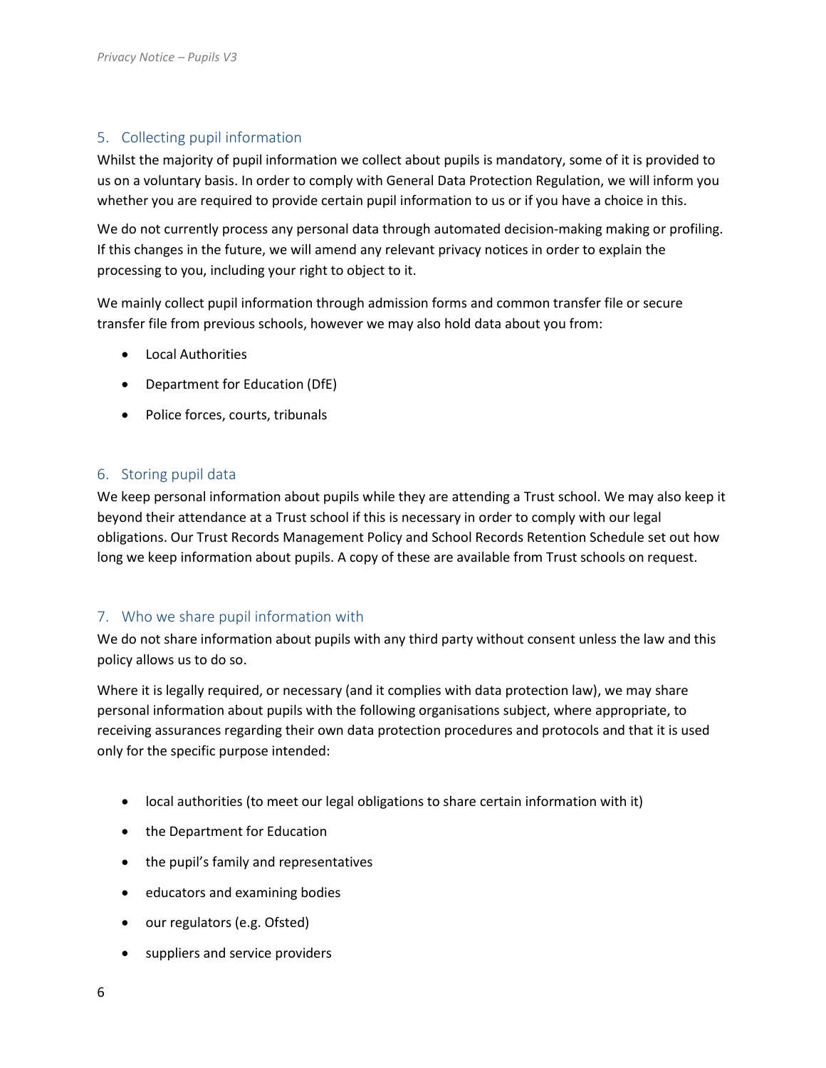## 5. Collecting pupil information

Whilst the majority of pupil information we collect about pupils is mandatory, some of it is provided to us on a voluntary basis. In order to comply with General Data Protection Regulation, we will inform you whether you are required to provide certain pupil information to us or if you have a choice in this.

We do not currently process any personal data through automated decision-making making or profiling. If this changes in the future, we will amend any relevant privacy notices in order to explain the processing to you, including your right to object to it.

We mainly collect pupil information through admission forms and common transfer file or secure transfer file from previous schools, however we may also hold data about you from:

- Local Authorities
- Department for Education (DfE)
- Police forces, courts, tribunals

## 6. Storing pupil data

We keep personal information about pupils while they are attending a Trust school. We may also keep it beyond their attendance at a Trust school if this is necessary in order to comply with our legal obligations. Our Trust Records Management Policy and School Records Retention Schedule set out how long we keep information about pupils. A copy of these are available from Trust schools on request.

## 7. Who we share pupil information with

We do not share information about pupils with any third party without consent unless the law and this policy allows us to do so.

Where it is legally required, or necessary (and it complies with data protection law), we may share personal information about pupils with the following organisations subject, where appropriate, to receiving assurances regarding their own data protection procedures and protocols and that it is used only for the specific purpose intended:

- local authorities (to meet our legal obligations to share certain information with it)
- the Department for Education
- the pupil's family and representatives
- educators and examining bodies
- our regulators (e.g. Ofsted)
- suppliers and service providers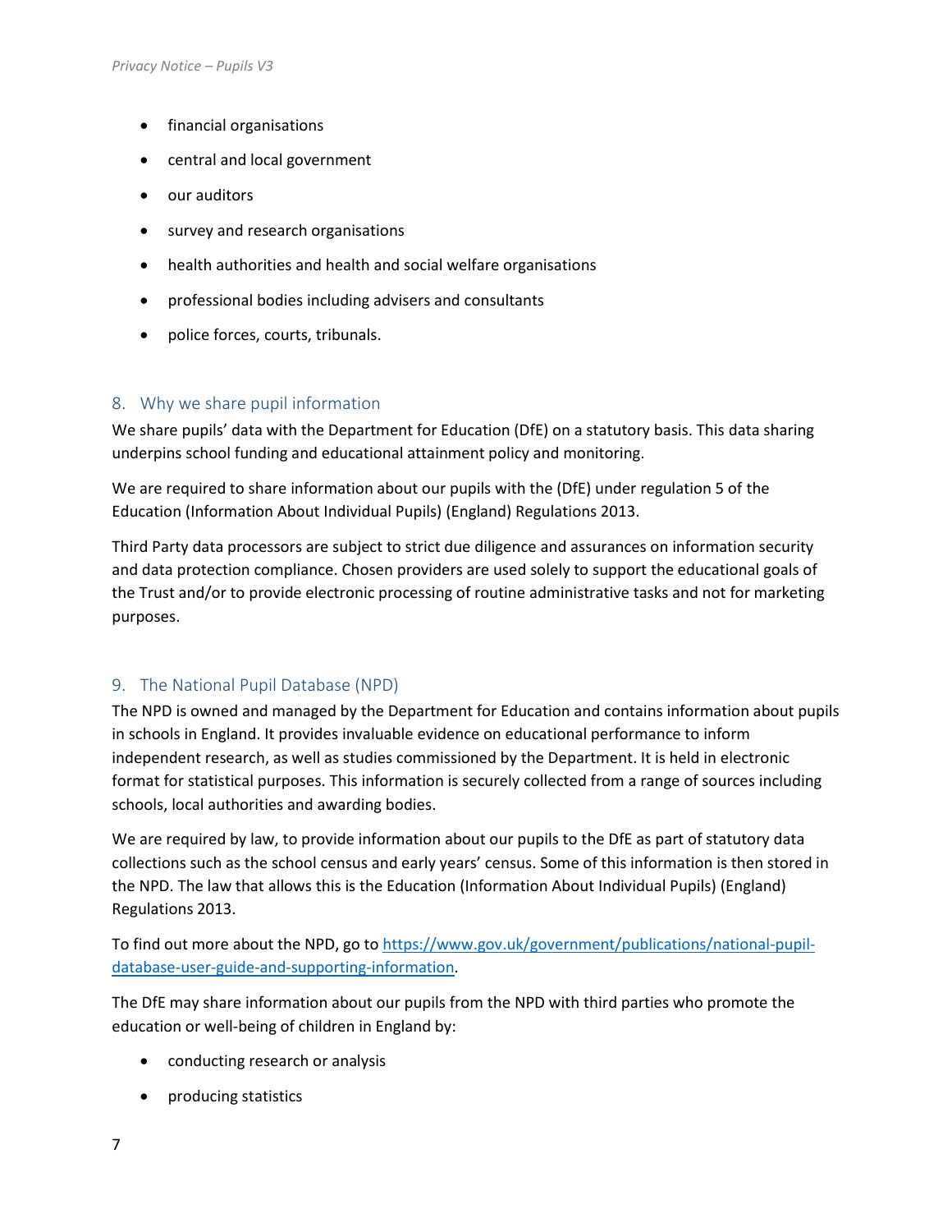- financial organisations
- central and local government
- our auditors
- survey and research organisations
- health authorities and health and social welfare organisations
- professional bodies including advisers and consultants
- police forces, courts, tribunals.

## 8. Why we share pupil information

We share pupils' data with the Department for Education (DfE) on a statutory basis. This data sharing underpins school funding and educational attainment policy and monitoring.

We are required to share information about our pupils with the (DfE) under regulation 5 of the Education (Information About Individual Pupils) (England) Regulations 2013.

Third Party data processors are subject to strict due diligence and assurances on information security and data protection compliance. Chosen providers are used solely to support the educational goals of the Trust and/or to provide electronic processing of routine administrative tasks and not for marketing purposes.

## 9. The National Pupil Database (NPD)

The NPD is owned and managed by the Department for Education and contains information about pupils in schools in England. It provides invaluable evidence on educational performance to inform independent research, as well as studies commissioned by the Department. It is held in electronic format for statistical purposes. This information is securely collected from a range of sources including schools, local authorities and awarding bodies.

We are required by law, to provide information about our pupils to the DfE as part of statutory data collections such as the school census and early years' census. Some of this information is then stored in the NPD. The law that allows this is the Education (Information About Individual Pupils) (England) Regulations 2013.

To find out more about the NPD, go to [https://www.gov.uk/government/publications/national-pupil-database-user-guide-and-supporting-information](https://www.gov.uk/government/publications/national-pupil-database-user-guide-and-supporting-information).

The DfE may share information about our pupils from the NPD with third parties who promote the education or well-being of children in England by:

- conducting research or analysis
- producing statistics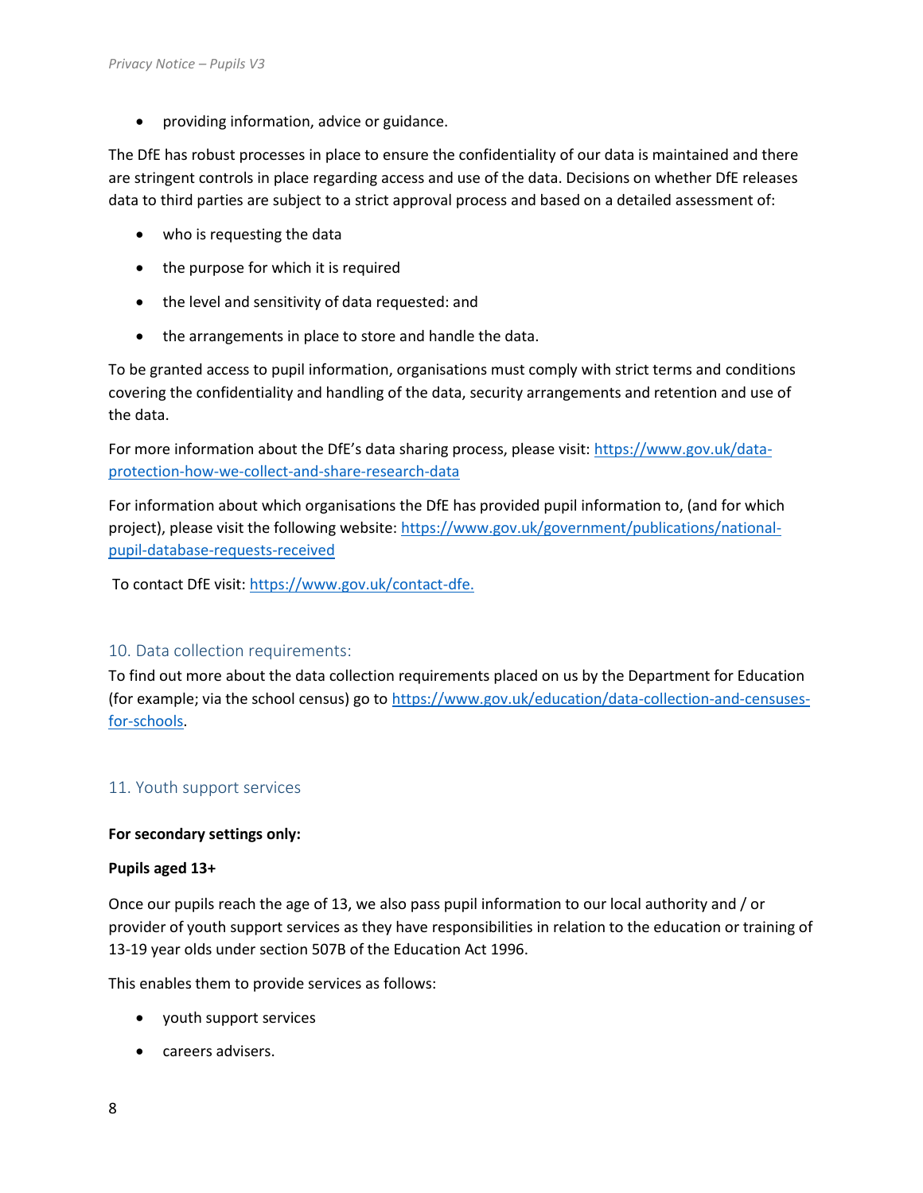- providing information, advice or guidance.

The DfE has robust processes in place to ensure the confidentiality of our data is maintained and there are stringent controls in place regarding access and use of the data. Decisions on whether DfE releases data to third parties are subject to a strict approval process and based on a detailed assessment of:

- who is requesting the data
- the purpose for which it is required
- the level and sensitivity of data requested: and
- the arrangements in place to store and handle the data.

To be granted access to pupil information, organisations must comply with strict terms and conditions covering the confidentiality and handling of the data, security arrangements and retention and use of the data.

For more information about the DfE's data sharing process, please visit: https://www.gov.uk/data-protection-how-we-collect-and-share-research-data

For information about which organisations the DfE has provided pupil information to, (and for which project), please visit the following website: https://www.gov.uk/government/publications/national-pupil-database-requests-received

To contact DfE visit: https://www.gov.uk/contact-dfe.

## 10. Data collection requirements:

To find out more about the data collection requirements placed on us by the Department for Education (for example; via the school census) go to https://www.gov.uk/education/data-collection-and-censuses-for-schools.

## 11. Youth support services

**For secondary settings only:**

**Pupils aged 13+**

Once our pupils reach the age of 13, we also pass pupil information to our local authority and / or provider of youth support services as they have responsibilities in relation to the education or training of 13-19 year olds under section 507B of the Education Act 1996.

This enables them to provide services as follows:

- youth support services
- careers advisers.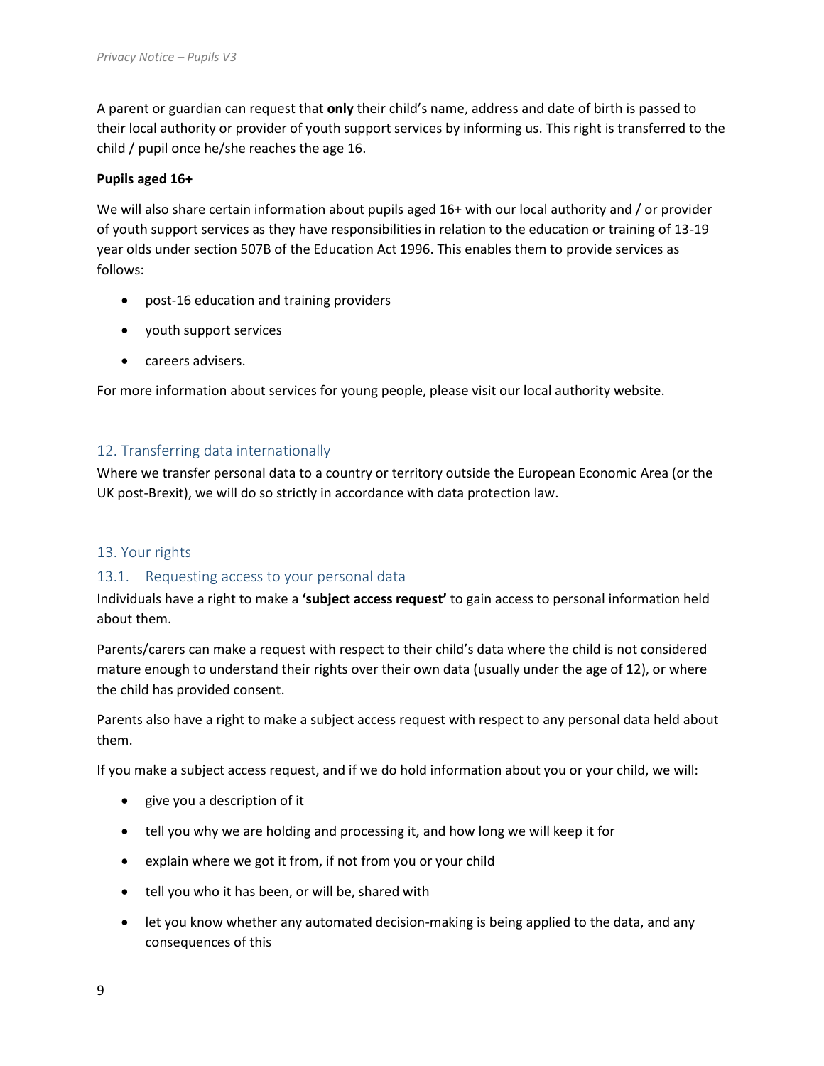A parent or guardian can request that **only** their child's name, address and date of birth is passed to their local authority or provider of youth support services by informing us. This right is transferred to the child / pupil once he/she reaches the age 16.

**Pupils aged 16+**

We will also share certain information about pupils aged 16+ with our local authority and / or provider of youth support services as they have responsibilities in relation to the education or training of 13-19 year olds under section 507B of the Education Act 1996. This enables them to provide services as follows:

- post-16 education and training providers
- youth support services
- careers advisers.

For more information about services for young people, please visit our local authority website.

## 12. Transferring data internationally

Where we transfer personal data to a country or territory outside the European Economic Area (or the UK post-Brexit), we will do so strictly in accordance with data protection law.

## 13. Your rights

### 13.1. Requesting access to your personal data

Individuals have a right to make a **'subject access request'** to gain access to personal information held about them.

Parents/carers can make a request with respect to their child's data where the child is not considered mature enough to understand their rights over their own data (usually under the age of 12), or where the child has provided consent.

Parents also have a right to make a subject access request with respect to any personal data held about them.

If you make a subject access request, and if we do hold information about you or your child, we will:

- give you a description of it
- tell you why we are holding and processing it, and how long we will keep it for
- explain where we got it from, if not from you or your child
- tell you who it has been, or will be, shared with
- let you know whether any automated decision-making is being applied to the data, and any consequences of this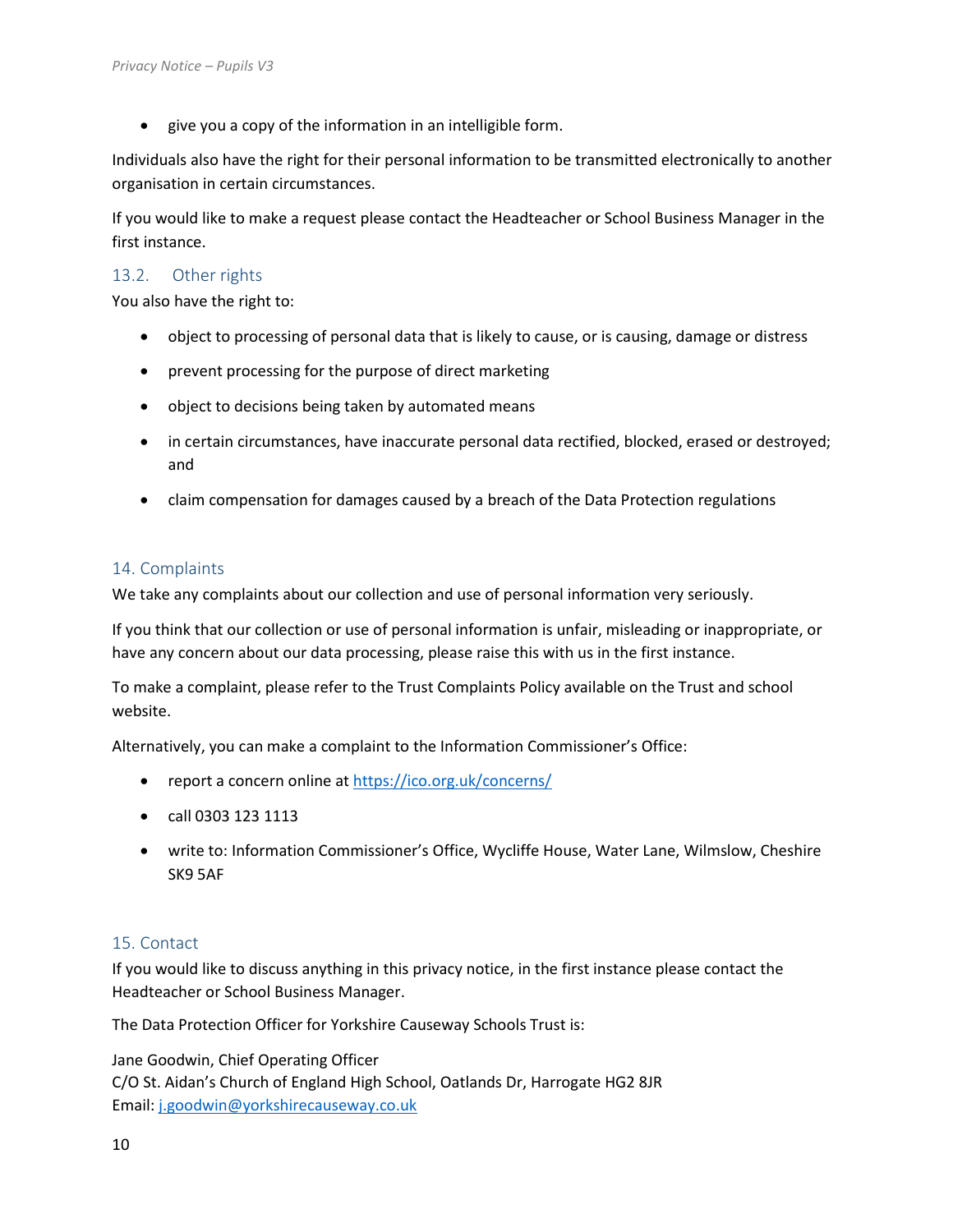- give you a copy of the information in an intelligible form.

Individuals also have the right for their personal information to be transmitted electronically to another organisation in certain circumstances.

If you would like to make a request please contact the Headteacher or School Business Manager in the first instance.

### 13.2. Other rights

You also have the right to:

- object to processing of personal data that is likely to cause, or is causing, damage or distress
- prevent processing for the purpose of direct marketing
- object to decisions being taken by automated means
- in certain circumstances, have inaccurate personal data rectified, blocked, erased or destroyed; and
- claim compensation for damages caused by a breach of the Data Protection regulations

## 14. Complaints

We take any complaints about our collection and use of personal information very seriously.

If you think that our collection or use of personal information is unfair, misleading or inappropriate, or have any concern about our data processing, please raise this with us in the first instance.

To make a complaint, please refer to the Trust Complaints Policy available on the Trust and school website.

Alternatively, you can make a complaint to the Information Commissioner's Office:

- report a concern online at https://ico.org.uk/concerns/
- call 0303 123 1113
- write to: Information Commissioner's Office, Wycliffe House, Water Lane, Wilmslow, Cheshire SK9 5AF

## 15. Contact

If you would like to discuss anything in this privacy notice, in the first instance please contact the Headteacher or School Business Manager.

The Data Protection Officer for Yorkshire Causeway Schools Trust is:

Jane Goodwin, Chief Operating Officer
C/O St. Aidan's Church of England High School, Oatlands Dr, Harrogate HG2 8JR
Email: j.goodwin@yorkshirecauseway.co.uk